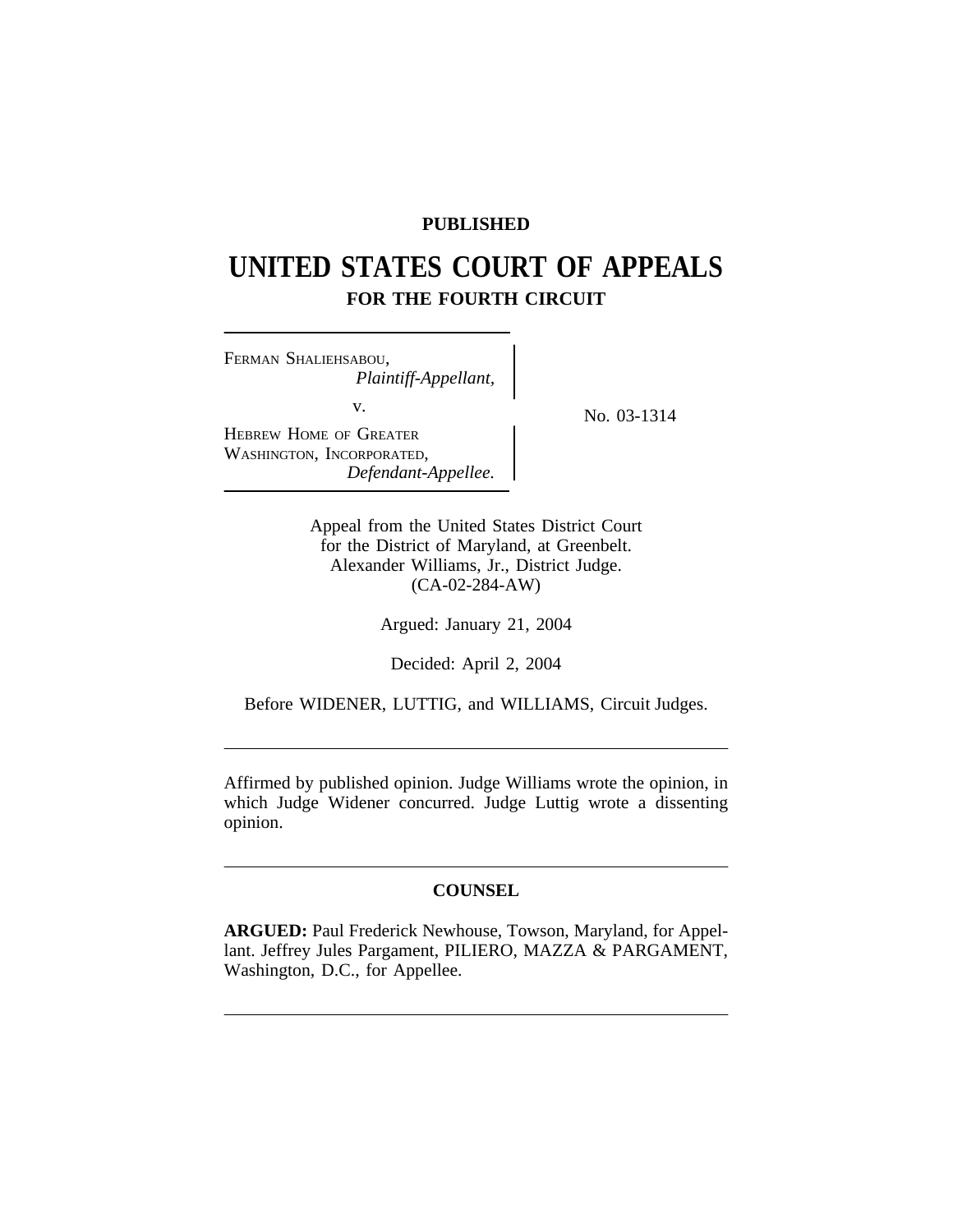**PUBLISHED**

# UNITED STATES COURT OF APPEALS

## FOR THE FOURTH CIRCUIT

FERMAN SHALIEHSABOU,
*Plaintiff-Appellant,*

v.

HEBREW HOME OF GREATER WASHINGTON, INCORPORATED,
*Defendant-Appellee.*

No. 03-1314

Appeal from the United States District Court
for the District of Maryland, at Greenbelt.
Alexander Williams, Jr., District Judge.
(CA-02-284-AW)

Argued: January 21, 2004

Decided: April 2, 2004

Before WIDENER, LUTTIG, and WILLIAMS, Circuit Judges.

---

Affirmed by published opinion. Judge Williams wrote the opinion, in which Judge Widener concurred. Judge Luttig wrote a dissenting opinion.

---

**COUNSEL**

**ARGUED:** Paul Frederick Newhouse, Towson, Maryland, for Appellant. Jeffrey Jules Pargament, PILIERO, MAZZA & PARGAMENT, Washington, D.C., for Appellee.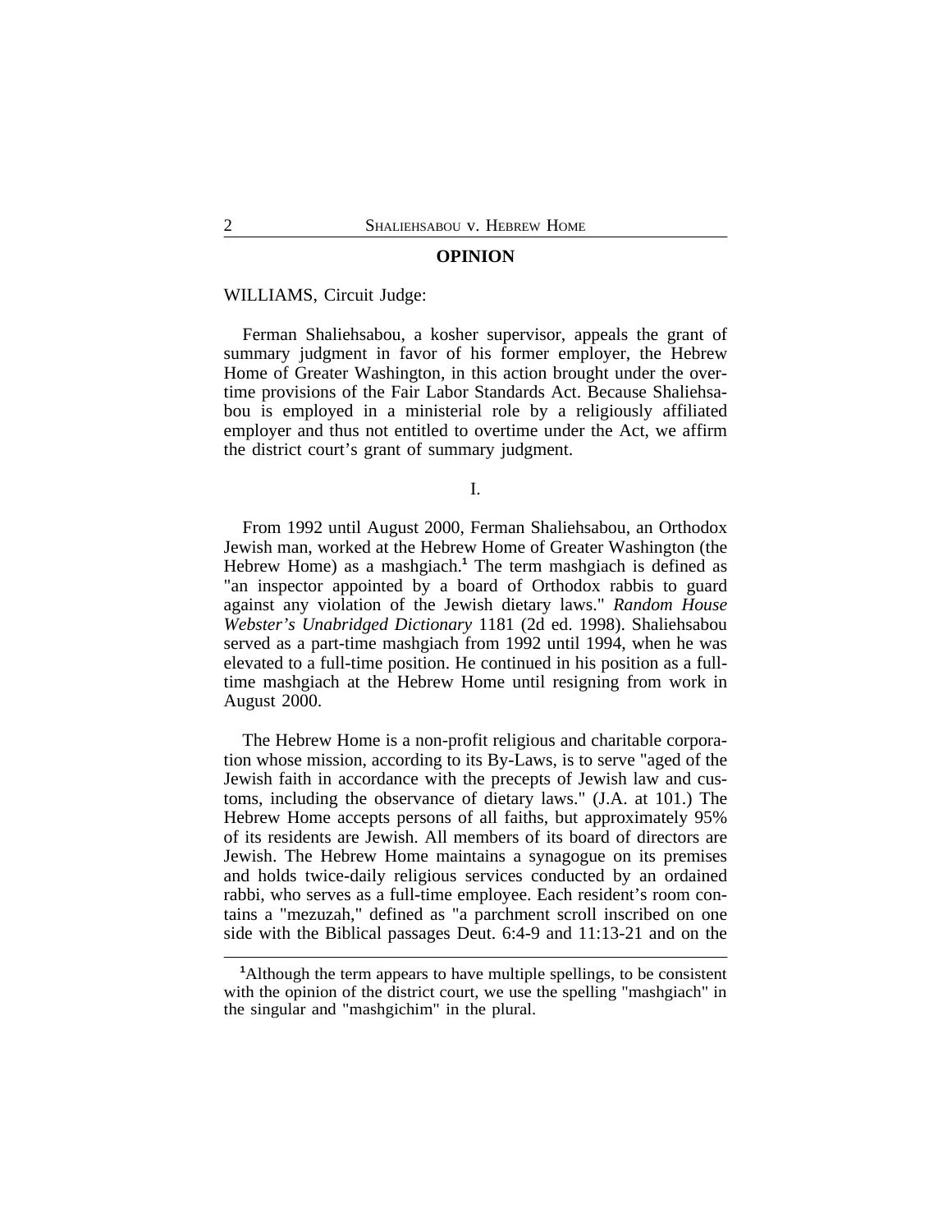## OPINION

WILLIAMS, Circuit Judge:

Ferman Shaliehsabou, a kosher supervisor, appeals the grant of summary judgment in favor of his former employer, the Hebrew Home of Greater Washington, in this action brought under the overtime provisions of the Fair Labor Standards Act. Because Shaliehsabou is employed in a ministerial role by a religiously affiliated employer and thus not entitled to overtime under the Act, we affirm the district court's grant of summary judgment.

I.

From 1992 until August 2000, Ferman Shaliehsabou, an Orthodox Jewish man, worked at the Hebrew Home of Greater Washington (the Hebrew Home) as a mashgiach.[1] The term mashgiach is defined as "an inspector appointed by a board of Orthodox rabbis to guard against any violation of the Jewish dietary laws." *Random House Webster's Unabridged Dictionary* 1181 (2d ed. 1998). Shaliehsabou served as a part-time mashgiach from 1992 until 1994, when he was elevated to a full-time position. He continued in his position as a full-time mashgiach at the Hebrew Home until resigning from work in August 2000.

The Hebrew Home is a non-profit religious and charitable corporation whose mission, according to its By-Laws, is to serve "aged of the Jewish faith in accordance with the precepts of Jewish law and customs, including the observance of dietary laws." (J.A. at 101.) The Hebrew Home accepts persons of all faiths, but approximately 95% of its residents are Jewish. All members of its board of directors are Jewish. The Hebrew Home maintains a synagogue on its premises and holds twice-daily religious services conducted by an ordained rabbi, who serves as a full-time employee. Each resident's room contains a "mezuzah," defined as "a parchment scroll inscribed on one side with the Biblical passages Deut. 6:4-9 and 11:13-21 and on the

[1] Although the term appears to have multiple spellings, to be consistent with the opinion of the district court, we use the spelling "mashgiach" in the singular and "mashgichim" in the plural.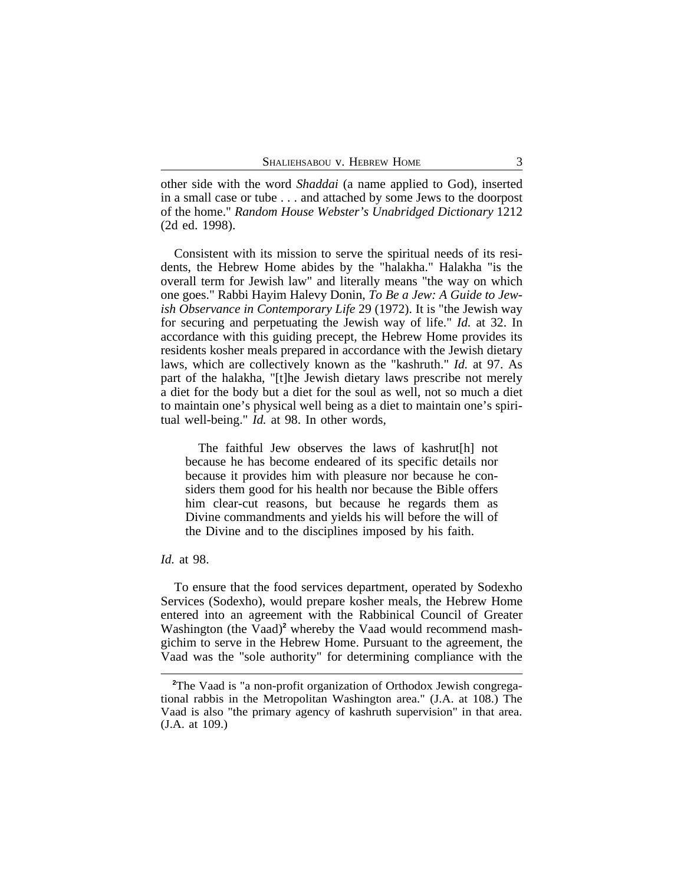other side with the word *Shaddai* (a name applied to God), inserted in a small case or tube . . . and attached by some Jews to the doorpost of the home." *Random House Webster's Unabridged Dictionary* 1212 (2d ed. 1998).

Consistent with its mission to serve the spiritual needs of its residents, the Hebrew Home abides by the "halakha." Halakha "is the overall term for Jewish law" and literally means "the way on which one goes." Rabbi Hayim Halevy Donin, *To Be a Jew: A Guide to Jewish Observance in Contemporary Life* 29 (1972). It is "the Jewish way for securing and perpetuating the Jewish way of life." *Id.* at 32. In accordance with this guiding precept, the Hebrew Home provides its residents kosher meals prepared in accordance with the Jewish dietary laws, which are collectively known as the "kashruth." *Id.* at 97. As part of the halakha, "[t]he Jewish dietary laws prescribe not merely a diet for the body but a diet for the soul as well, not so much a diet to maintain one's physical well being as a diet to maintain one's spiritual well-being." *Id.* at 98. In other words,

> The faithful Jew observes the laws of kashrut[h] not because he has become endeared of its specific details nor because it provides him with pleasure nor because he considers them good for his health nor because the Bible offers him clear-cut reasons, but because he regards them as Divine commandments and yields his will before the will of the Divine and to the disciplines imposed by his faith.

*Id.* at 98.

To ensure that the food services department, operated by Sodexho Services (Sodexho), would prepare kosher meals, the Hebrew Home entered into an agreement with the Rabbinical Council of Greater Washington (the Vaad)[2] whereby the Vaad would recommend mashgichim to serve in the Hebrew Home. Pursuant to the agreement, the Vaad was the "sole authority" for determining compliance with the

---

[2]The Vaad is "a non-profit organization of Orthodox Jewish congregational rabbis in the Metropolitan Washington area." (J.A. at 108.) The Vaad is also "the primary agency of kashruth supervision" in that area. (J.A. at 109.)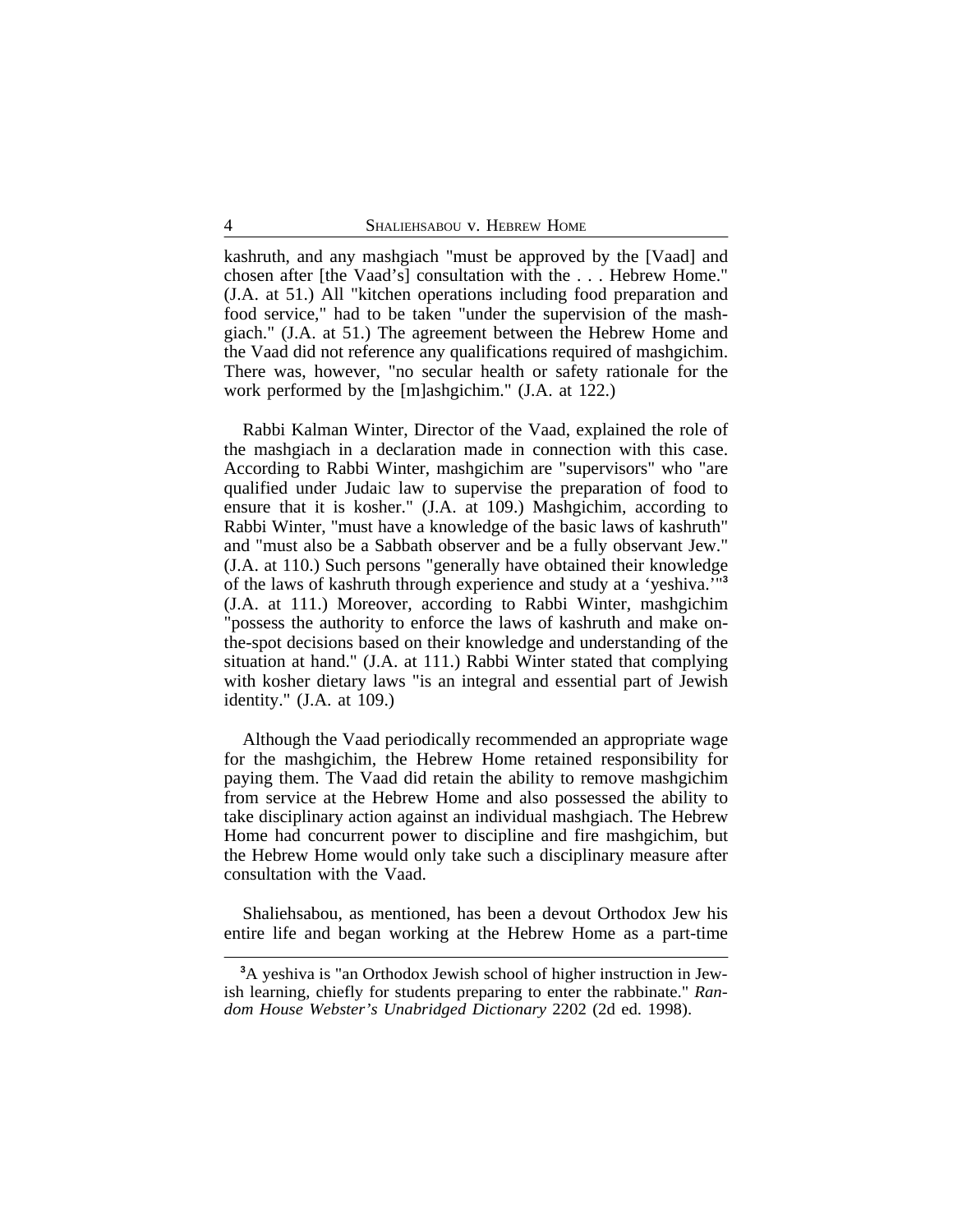kashruth, and any mashgiach "must be approved by the [Vaad] and chosen after [the Vaad's] consultation with the . . . Hebrew Home." (J.A. at 51.) All "kitchen operations including food preparation and food service," had to be taken "under the supervision of the mashgiach." (J.A. at 51.) The agreement between the Hebrew Home and the Vaad did not reference any qualifications required of mashgichim. There was, however, "no secular health or safety rationale for the work performed by the [m]ashgichim." (J.A. at 122.)

Rabbi Kalman Winter, Director of the Vaad, explained the role of the mashgiach in a declaration made in connection with this case. According to Rabbi Winter, mashgichim are "supervisors" who "are qualified under Judaic law to supervise the preparation of food to ensure that it is kosher." (J.A. at 109.) Mashgichim, according to Rabbi Winter, "must have a knowledge of the basic laws of kashruth" and "must also be a Sabbath observer and be a fully observant Jew." (J.A. at 110.) Such persons "generally have obtained their knowledge of the laws of kashruth through experience and study at a 'yeshiva.'"[3] (J.A. at 111.) Moreover, according to Rabbi Winter, mashgichim "possess the authority to enforce the laws of kashruth and make on-the-spot decisions based on their knowledge and understanding of the situation at hand." (J.A. at 111.) Rabbi Winter stated that complying with kosher dietary laws "is an integral and essential part of Jewish identity." (J.A. at 109.)

Although the Vaad periodically recommended an appropriate wage for the mashgichim, the Hebrew Home retained responsibility for paying them. The Vaad did retain the ability to remove mashgichim from service at the Hebrew Home and also possessed the ability to take disciplinary action against an individual mashgiach. The Hebrew Home had concurrent power to discipline and fire mashgichim, but the Hebrew Home would only take such a disciplinary measure after consultation with the Vaad.

Shaliehsabou, as mentioned, has been a devout Orthodox Jew his entire life and began working at the Hebrew Home as a part-time

[3]A yeshiva is "an Orthodox Jewish school of higher instruction in Jewish learning, chiefly for students preparing to enter the rabbinate." *Random House Webster's Unabridged Dictionary* 2202 (2d ed. 1998).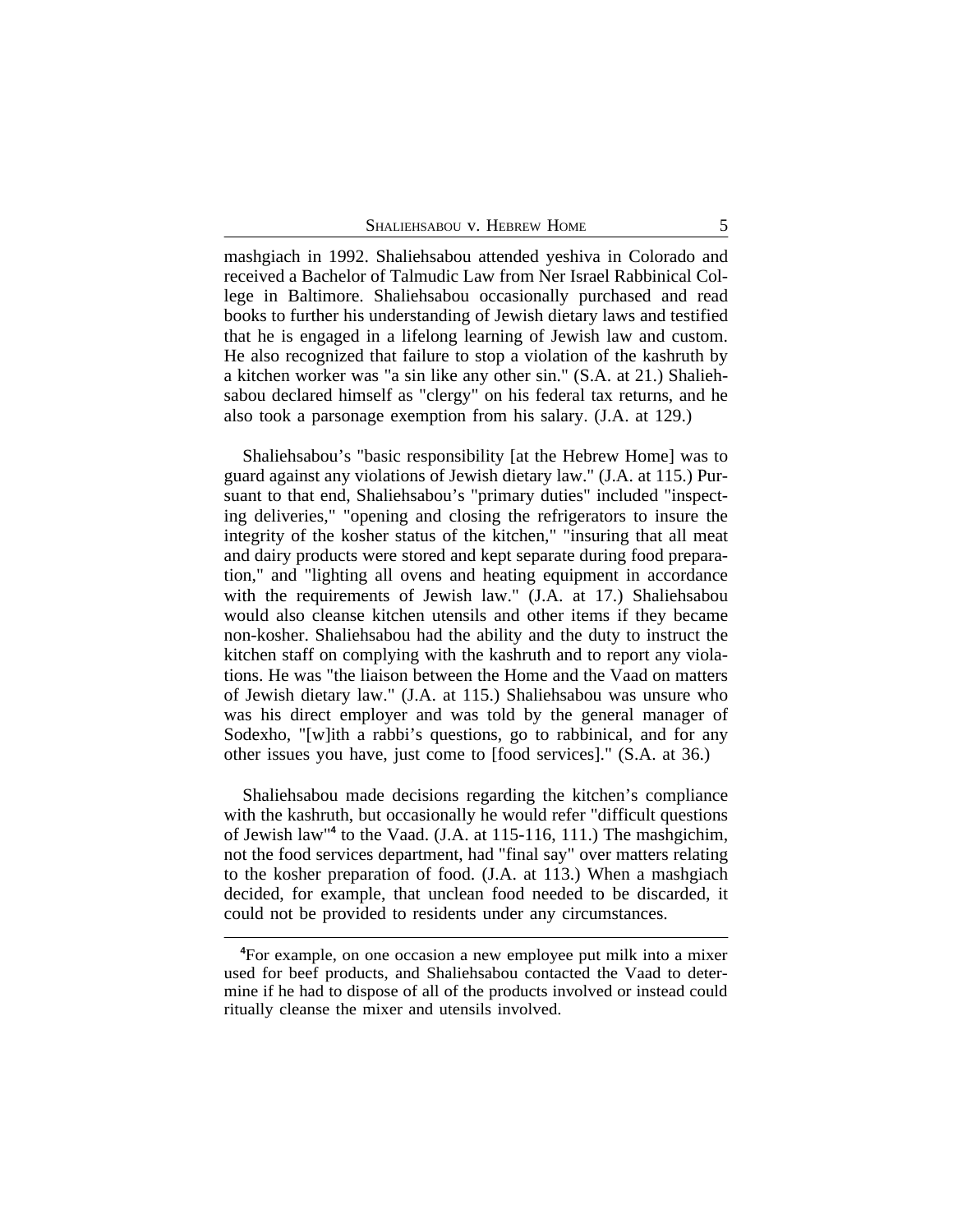mashgiach in 1992. Shaliehsabou attended yeshiva in Colorado and received a Bachelor of Talmudic Law from Ner Israel Rabbinical College in Baltimore. Shaliehsabou occasionally purchased and read books to further his understanding of Jewish dietary laws and testified that he is engaged in a lifelong learning of Jewish law and custom. He also recognized that failure to stop a violation of the kashruth by a kitchen worker was "a sin like any other sin." (S.A. at 21.) Shaliehsabou declared himself as "clergy" on his federal tax returns, and he also took a parsonage exemption from his salary. (J.A. at 129.)

Shaliehsabou's "basic responsibility [at the Hebrew Home] was to guard against any violations of Jewish dietary law." (J.A. at 115.) Pursuant to that end, Shaliehsabou's "primary duties" included "inspecting deliveries," "opening and closing the refrigerators to insure the integrity of the kosher status of the kitchen," "insuring that all meat and dairy products were stored and kept separate during food preparation," and "lighting all ovens and heating equipment in accordance with the requirements of Jewish law." (J.A. at 17.) Shaliehsabou would also cleanse kitchen utensils and other items if they became non-kosher. Shaliehsabou had the ability and the duty to instruct the kitchen staff on complying with the kashruth and to report any violations. He was "the liaison between the Home and the Vaad on matters of Jewish dietary law." (J.A. at 115.) Shaliehsabou was unsure who was his direct employer and was told by the general manager of Sodexho, "[w]ith a rabbi's questions, go to rabbinical, and for any other issues you have, just come to [food services]." (S.A. at 36.)

Shaliehsabou made decisions regarding the kitchen's compliance with the kashruth, but occasionally he would refer "difficult questions of Jewish law"[4] to the Vaad. (J.A. at 115-116, 111.) The mashgichim, not the food services department, had "final say" over matters relating to the kosher preparation of food. (J.A. at 113.) When a mashgiach decided, for example, that unclean food needed to be discarded, it could not be provided to residents under any circumstances.

---

[4]For example, on one occasion a new employee put milk into a mixer used for beef products, and Shaliehsabou contacted the Vaad to determine if he had to dispose of all of the products involved or instead could ritually cleanse the mixer and utensils involved.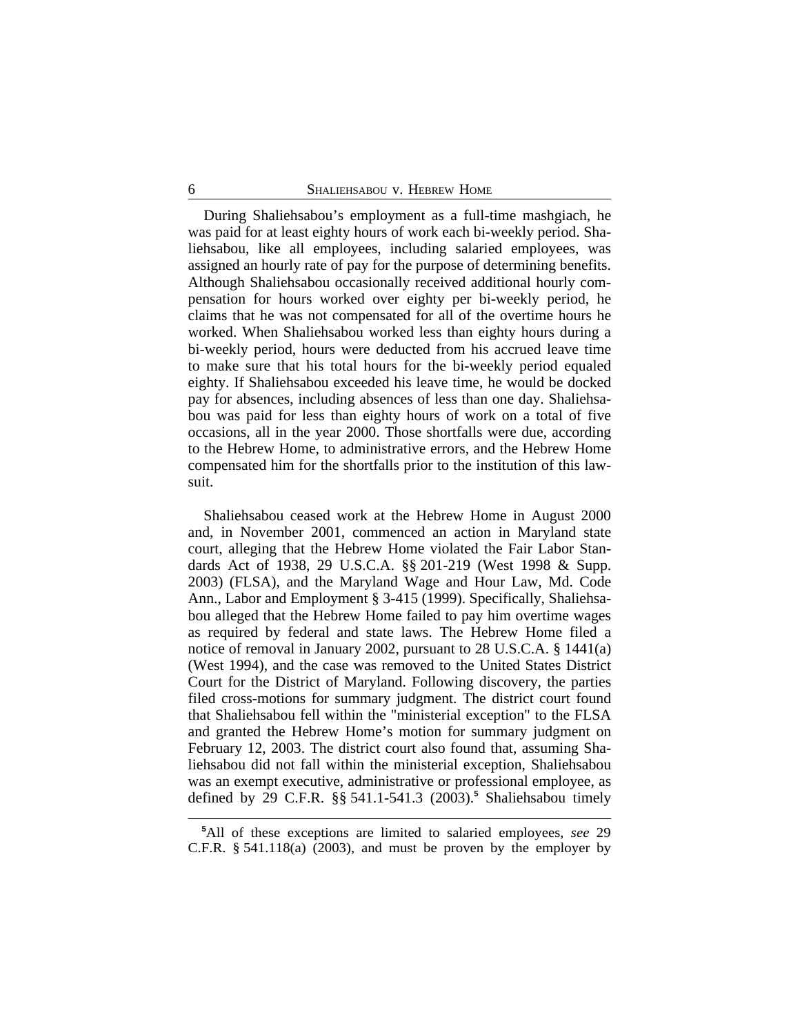During Shaliehsabou's employment as a full-time mashgiach, he was paid for at least eighty hours of work each bi-weekly period. Shaliehsabou, like all employees, including salaried employees, was assigned an hourly rate of pay for the purpose of determining benefits. Although Shaliehsabou occasionally received additional hourly compensation for hours worked over eighty per bi-weekly period, he claims that he was not compensated for all of the overtime hours he worked. When Shaliehsabou worked less than eighty hours during a bi-weekly period, hours were deducted from his accrued leave time to make sure that his total hours for the bi-weekly period equaled eighty. If Shaliehsabou exceeded his leave time, he would be docked pay for absences, including absences of less than one day. Shaliehsabou was paid for less than eighty hours of work on a total of five occasions, all in the year 2000. Those shortfalls were due, according to the Hebrew Home, to administrative errors, and the Hebrew Home compensated him for the shortfalls prior to the institution of this lawsuit.

Shaliehsabou ceased work at the Hebrew Home in August 2000 and, in November 2001, commenced an action in Maryland state court, alleging that the Hebrew Home violated the Fair Labor Standards Act of 1938, 29 U.S.C.A. §§ 201-219 (West 1998 & Supp. 2003) (FLSA), and the Maryland Wage and Hour Law, Md. Code Ann., Labor and Employment § 3-415 (1999). Specifically, Shaliehsabou alleged that the Hebrew Home failed to pay him overtime wages as required by federal and state laws. The Hebrew Home filed a notice of removal in January 2002, pursuant to 28 U.S.C.A. § 1441(a) (West 1994), and the case was removed to the United States District Court for the District of Maryland. Following discovery, the parties filed cross-motions for summary judgment. The district court found that Shaliehsabou fell within the "ministerial exception" to the FLSA and granted the Hebrew Home's motion for summary judgment on February 12, 2003. The district court also found that, assuming Shaliehsabou did not fall within the ministerial exception, Shaliehsabou was an exempt executive, administrative or professional employee, as defined by 29 C.F.R. §§ 541.1-541.3 (2003).[5] Shaliehsabou timely

[5]All of these exceptions are limited to salaried employees, *see* 29 C.F.R. § 541.118(a) (2003), and must be proven by the employer by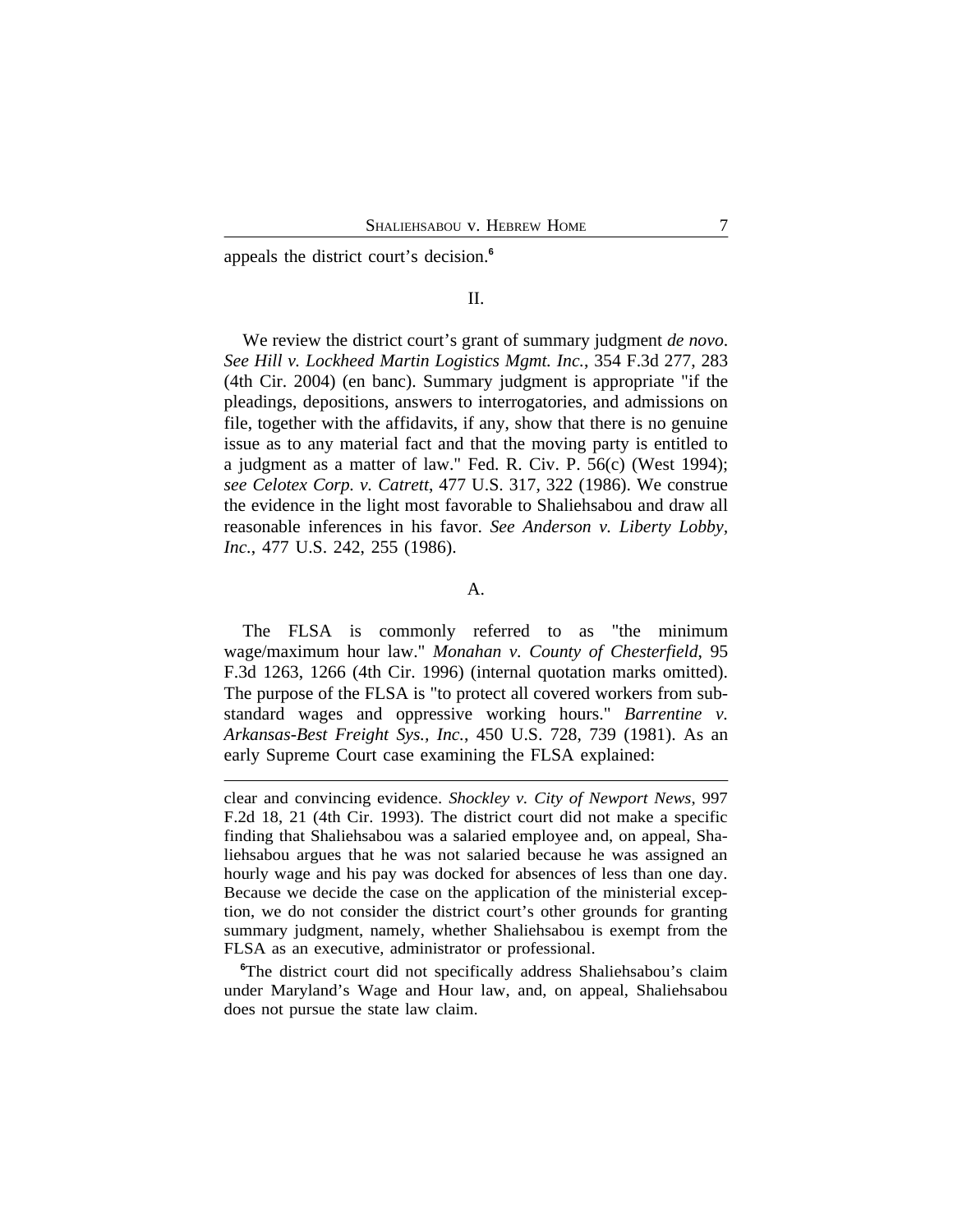appeals the district court's decision.[6]

II.

We review the district court's grant of summary judgment *de novo*. *See Hill v. Lockheed Martin Logistics Mgmt. Inc.*, 354 F.3d 277, 283 (4th Cir. 2004) (en banc). Summary judgment is appropriate "if the pleadings, depositions, answers to interrogatories, and admissions on file, together with the affidavits, if any, show that there is no genuine issue as to any material fact and that the moving party is entitled to a judgment as a matter of law." Fed. R. Civ. P. 56(c) (West 1994); *see Celotex Corp. v. Catrett*, 477 U.S. 317, 322 (1986). We construe the evidence in the light most favorable to Shaliehsabou and draw all reasonable inferences in his favor. *See Anderson v. Liberty Lobby, Inc.*, 477 U.S. 242, 255 (1986).

A.

The FLSA is commonly referred to as "the minimum wage/maximum hour law." *Monahan v. County of Chesterfield*, 95 F.3d 1263, 1266 (4th Cir. 1996) (internal quotation marks omitted). The purpose of the FLSA is "to protect all covered workers from substandard wages and oppressive working hours." *Barrentine v. Arkansas-Best Freight Sys., Inc.*, 450 U.S. 728, 739 (1981). As an early Supreme Court case examining the FLSA explained:

---

clear and convincing evidence. *Shockley v. City of Newport News*, 997 F.2d 18, 21 (4th Cir. 1993). The district court did not make a specific finding that Shaliehsabou was a salaried employee and, on appeal, Shaliehsabou argues that he was not salaried because he was assigned an hourly wage and his pay was docked for absences of less than one day. Because we decide the case on the application of the ministerial exception, we do not consider the district court's other grounds for granting summary judgment, namely, whether Shaliehsabou is exempt from the FLSA as an executive, administrator or professional.

[6]The district court did not specifically address Shaliehsabou's claim under Maryland's Wage and Hour law, and, on appeal, Shaliehsabou does not pursue the state law claim.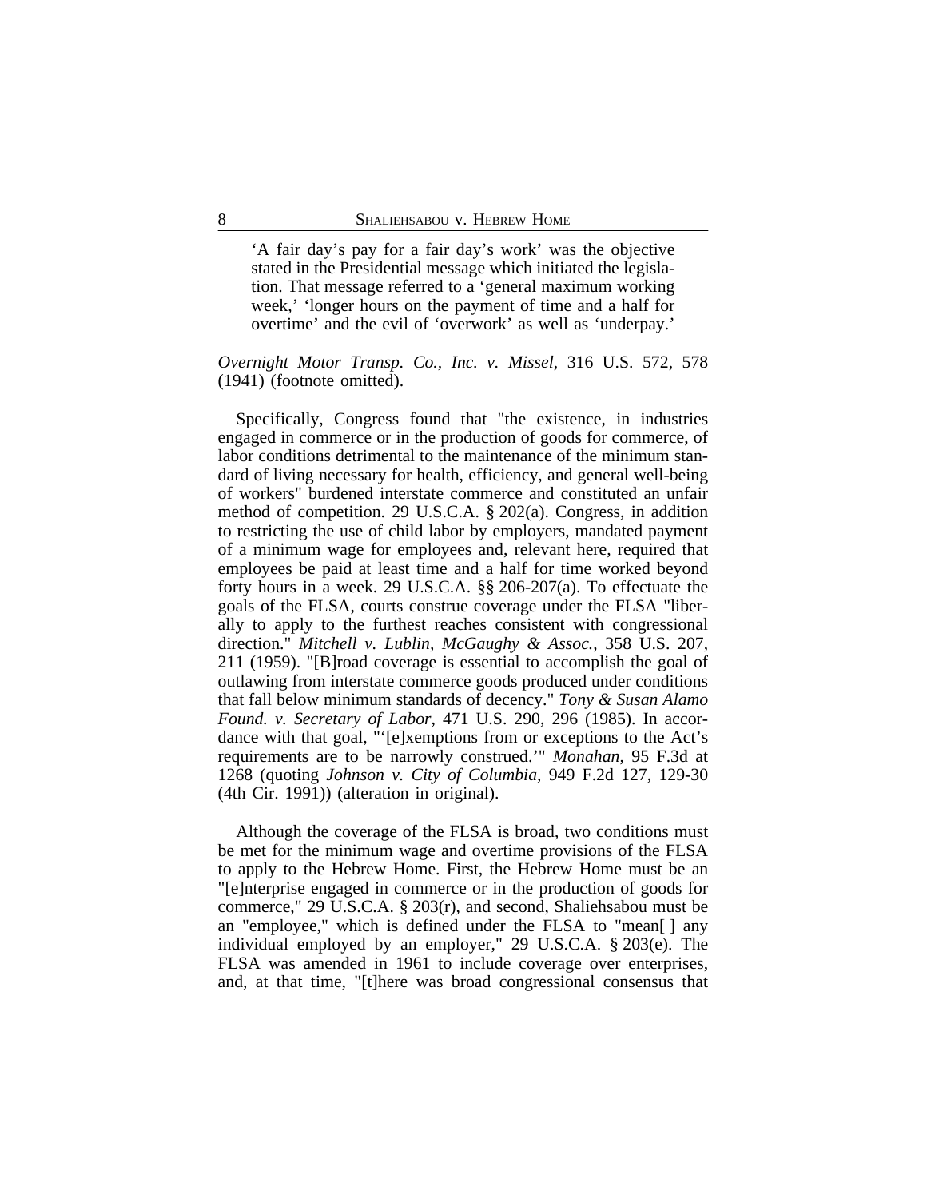'A fair day's pay for a fair day's work' was the objective stated in the Presidential message which initiated the legislation. That message referred to a 'general maximum working week,' 'longer hours on the payment of time and a half for overtime' and the evil of 'overwork' as well as 'underpay.'

*Overnight Motor Transp. Co., Inc. v. Missel*, 316 U.S. 572, 578 (1941) (footnote omitted).

Specifically, Congress found that "the existence, in industries engaged in commerce or in the production of goods for commerce, of labor conditions detrimental to the maintenance of the minimum standard of living necessary for health, efficiency, and general well-being of workers" burdened interstate commerce and constituted an unfair method of competition. 29 U.S.C.A. § 202(a). Congress, in addition to restricting the use of child labor by employers, mandated payment of a minimum wage for employees and, relevant here, required that employees be paid at least time and a half for time worked beyond forty hours in a week. 29 U.S.C.A. §§ 206-207(a). To effectuate the goals of the FLSA, courts construe coverage under the FLSA "liberally to apply to the furthest reaches consistent with congressional direction." *Mitchell v. Lublin, McGaughy & Assoc.*, 358 U.S. 207, 211 (1959). "[B]road coverage is essential to accomplish the goal of outlawing from interstate commerce goods produced under conditions that fall below minimum standards of decency." *Tony & Susan Alamo Found. v. Secretary of Labor*, 471 U.S. 290, 296 (1985). In accordance with that goal, "'[e]xemptions from or exceptions to the Act's requirements are to be narrowly construed.'" *Monahan*, 95 F.3d at 1268 (quoting *Johnson v. City of Columbia*, 949 F.2d 127, 129-30 (4th Cir. 1991)) (alteration in original).

Although the coverage of the FLSA is broad, two conditions must be met for the minimum wage and overtime provisions of the FLSA to apply to the Hebrew Home. First, the Hebrew Home must be an "[e]nterprise engaged in commerce or in the production of goods for commerce," 29 U.S.C.A. § 203(r), and second, Shaliehsabou must be an "employee," which is defined under the FLSA to "mean[ ] any individual employed by an employer," 29 U.S.C.A. § 203(e). The FLSA was amended in 1961 to include coverage over enterprises, and, at that time, "[t]here was broad congressional consensus that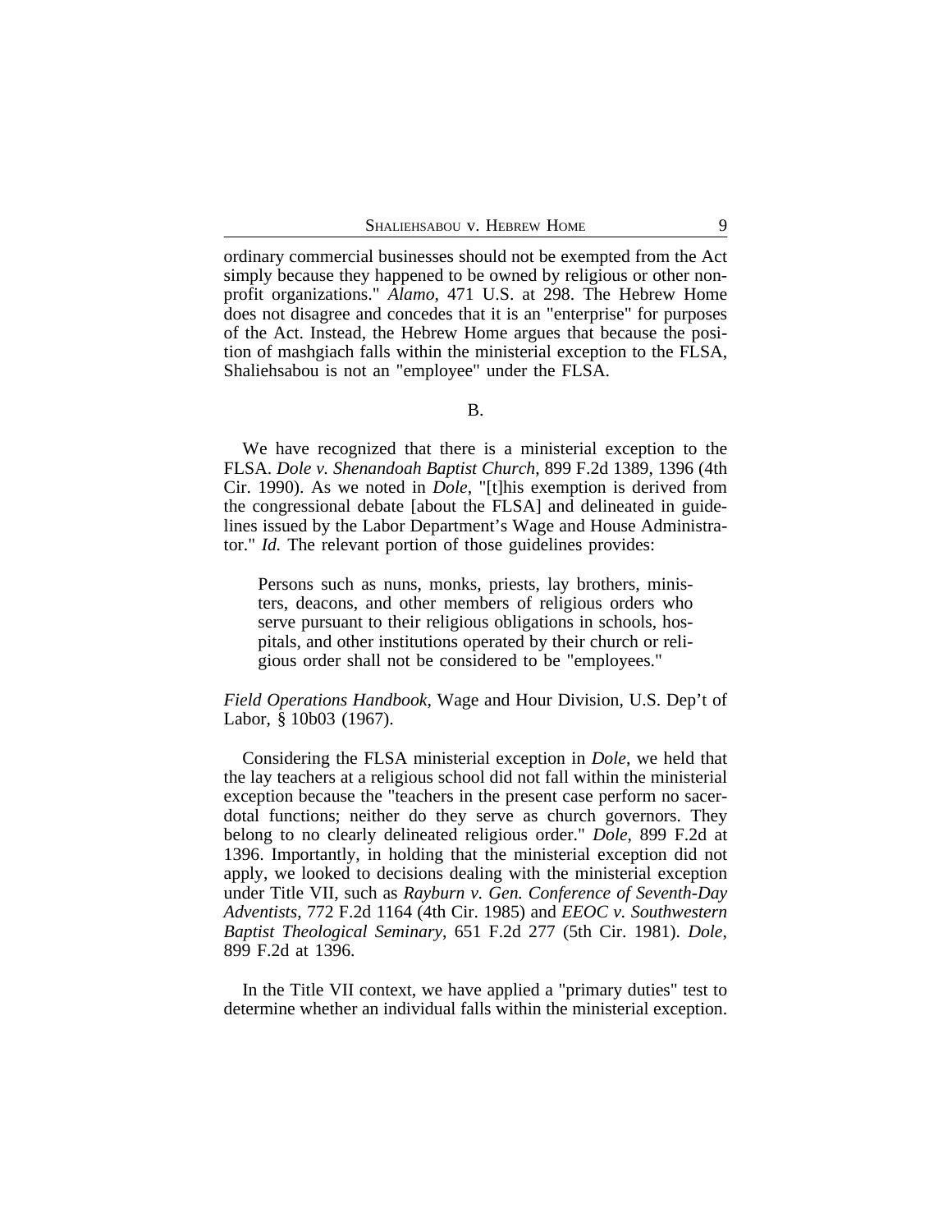ordinary commercial businesses should not be exempted from the Act simply because they happened to be owned by religious or other non-profit organizations." *Alamo*, 471 U.S. at 298. The Hebrew Home does not disagree and concedes that it is an "enterprise" for purposes of the Act. Instead, the Hebrew Home argues that because the position of mashgiach falls within the ministerial exception to the FLSA, Shaliehsabou is not an "employee" under the FLSA.

B.

We have recognized that there is a ministerial exception to the FLSA. *Dole v. Shenandoah Baptist Church*, 899 F.2d 1389, 1396 (4th Cir. 1990). As we noted in *Dole*, "[t]his exemption is derived from the congressional debate [about the FLSA] and delineated in guidelines issued by the Labor Department's Wage and House Administrator." *Id.* The relevant portion of those guidelines provides:

> Persons such as nuns, monks, priests, lay brothers, ministers, deacons, and other members of religious orders who serve pursuant to their religious obligations in schools, hospitals, and other institutions operated by their church or religious order shall not be considered to be "employees."

*Field Operations Handbook*, Wage and Hour Division, U.S. Dep't of Labor, § 10b03 (1967).

Considering the FLSA ministerial exception in *Dole*, we held that the lay teachers at a religious school did not fall within the ministerial exception because the "teachers in the present case perform no sacerdotal functions; neither do they serve as church governors. They belong to no clearly delineated religious order." *Dole*, 899 F.2d at 1396. Importantly, in holding that the ministerial exception did not apply, we looked to decisions dealing with the ministerial exception under Title VII, such as *Rayburn v. Gen. Conference of Seventh-Day Adventists*, 772 F.2d 1164 (4th Cir. 1985) and *EEOC v. Southwestern Baptist Theological Seminary*, 651 F.2d 277 (5th Cir. 1981). *Dole*, 899 F.2d at 1396.

In the Title VII context, we have applied a "primary duties" test to determine whether an individual falls within the ministerial exception.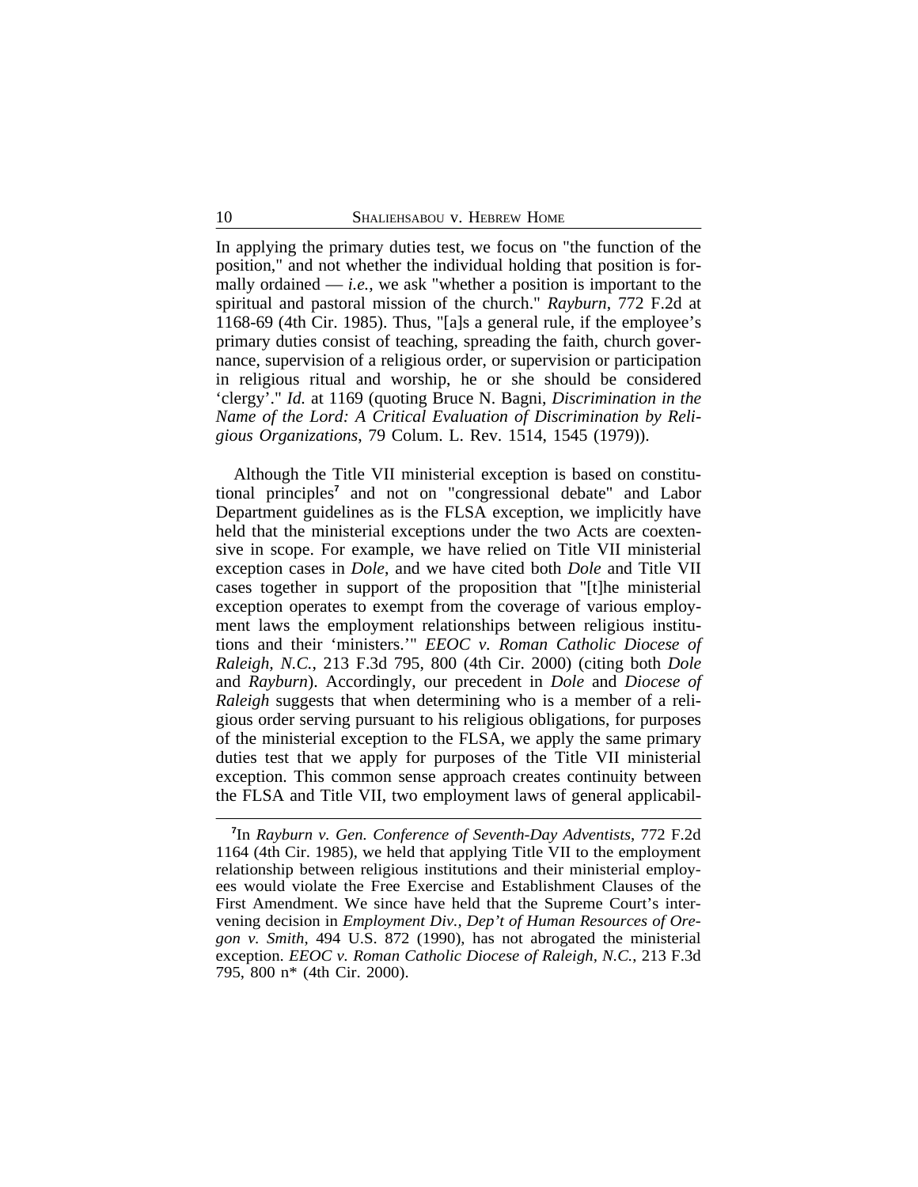In applying the primary duties test, we focus on "the function of the position," and not whether the individual holding that position is formally ordained — *i.e.*, we ask "whether a position is important to the spiritual and pastoral mission of the church." *Rayburn*, 772 F.2d at 1168-69 (4th Cir. 1985). Thus, "[a]s a general rule, if the employee's primary duties consist of teaching, spreading the faith, church governance, supervision of a religious order, or supervision or participation in religious ritual and worship, he or she should be considered 'clergy'." *Id.* at 1169 (quoting Bruce N. Bagni, *Discrimination in the Name of the Lord: A Critical Evaluation of Discrimination by Religious Organizations*, 79 Colum. L. Rev. 1514, 1545 (1979)).

Although the Title VII ministerial exception is based on constitutional principles[7] and not on "congressional debate" and Labor Department guidelines as is the FLSA exception, we implicitly have held that the ministerial exceptions under the two Acts are coextensive in scope. For example, we have relied on Title VII ministerial exception cases in *Dole*, and we have cited both *Dole* and Title VII cases together in support of the proposition that "[t]he ministerial exception operates to exempt from the coverage of various employment laws the employment relationships between religious institutions and their 'ministers.'" *EEOC v. Roman Catholic Diocese of Raleigh, N.C.*, 213 F.3d 795, 800 (4th Cir. 2000) (citing both *Dole* and *Rayburn*). Accordingly, our precedent in *Dole* and *Diocese of Raleigh* suggests that when determining who is a member of a religious order serving pursuant to his religious obligations, for purposes of the ministerial exception to the FLSA, we apply the same primary duties test that we apply for purposes of the Title VII ministerial exception. This common sense approach creates continuity between the FLSA and Title VII, two employment laws of general applicabil-

---

[7]In *Rayburn v. Gen. Conference of Seventh-Day Adventists*, 772 F.2d 1164 (4th Cir. 1985), we held that applying Title VII to the employment relationship between religious institutions and their ministerial employees would violate the Free Exercise and Establishment Clauses of the First Amendment. We since have held that the Supreme Court's intervening decision in *Employment Div., Dep't of Human Resources of Oregon v. Smith*, 494 U.S. 872 (1990), has not abrogated the ministerial exception. *EEOC v. Roman Catholic Diocese of Raleigh, N.C.*, 213 F.3d 795, 800 n* (4th Cir. 2000).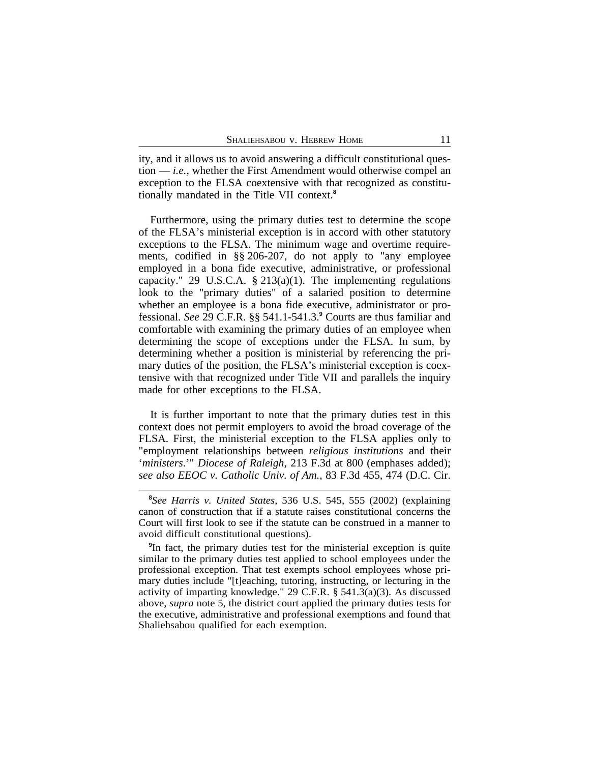ity, and it allows us to avoid answering a difficult constitutional question — *i.e.*, whether the First Amendment would otherwise compel an exception to the FLSA coextensive with that recognized as constitutionally mandated in the Title VII context.[8]

Furthermore, using the primary duties test to determine the scope of the FLSA's ministerial exception is in accord with other statutory exceptions to the FLSA. The minimum wage and overtime requirements, codified in §§ 206-207, do not apply to "any employee employed in a bona fide executive, administrative, or professional capacity." 29 U.S.C.A. § 213(a)(1). The implementing regulations look to the "primary duties" of a salaried position to determine whether an employee is a bona fide executive, administrator or professional. *See* 29 C.F.R. §§ 541.1-541.3.[9] Courts are thus familiar and comfortable with examining the primary duties of an employee when determining the scope of exceptions under the FLSA. In sum, by determining whether a position is ministerial by referencing the primary duties of the position, the FLSA's ministerial exception is coextensive with that recognized under Title VII and parallels the inquiry made for other exceptions to the FLSA.

It is further important to note that the primary duties test in this context does not permit employers to avoid the broad coverage of the FLSA. First, the ministerial exception to the FLSA applies only to "employment relationships between *religious institutions* and their '*ministers*.'" *Diocese of Raleigh*, 213 F.3d at 800 (emphases added); *see also EEOC v. Catholic Univ. of Am.*, 83 F.3d 455, 474 (D.C. Cir.

---

[8]*See Harris v. United States*, 536 U.S. 545, 555 (2002) (explaining canon of construction that if a statute raises constitutional concerns the Court will first look to see if the statute can be construed in a manner to avoid difficult constitutional questions).

[9]In fact, the primary duties test for the ministerial exception is quite similar to the primary duties test applied to school employees under the professional exception. That test exempts school employees whose primary duties include "[t]eaching, tutoring, instructing, or lecturing in the activity of imparting knowledge." 29 C.F.R. § 541.3(a)(3). As discussed above, *supra* note 5, the district court applied the primary duties tests for the executive, administrative and professional exemptions and found that Shaliehsabou qualified for each exemption.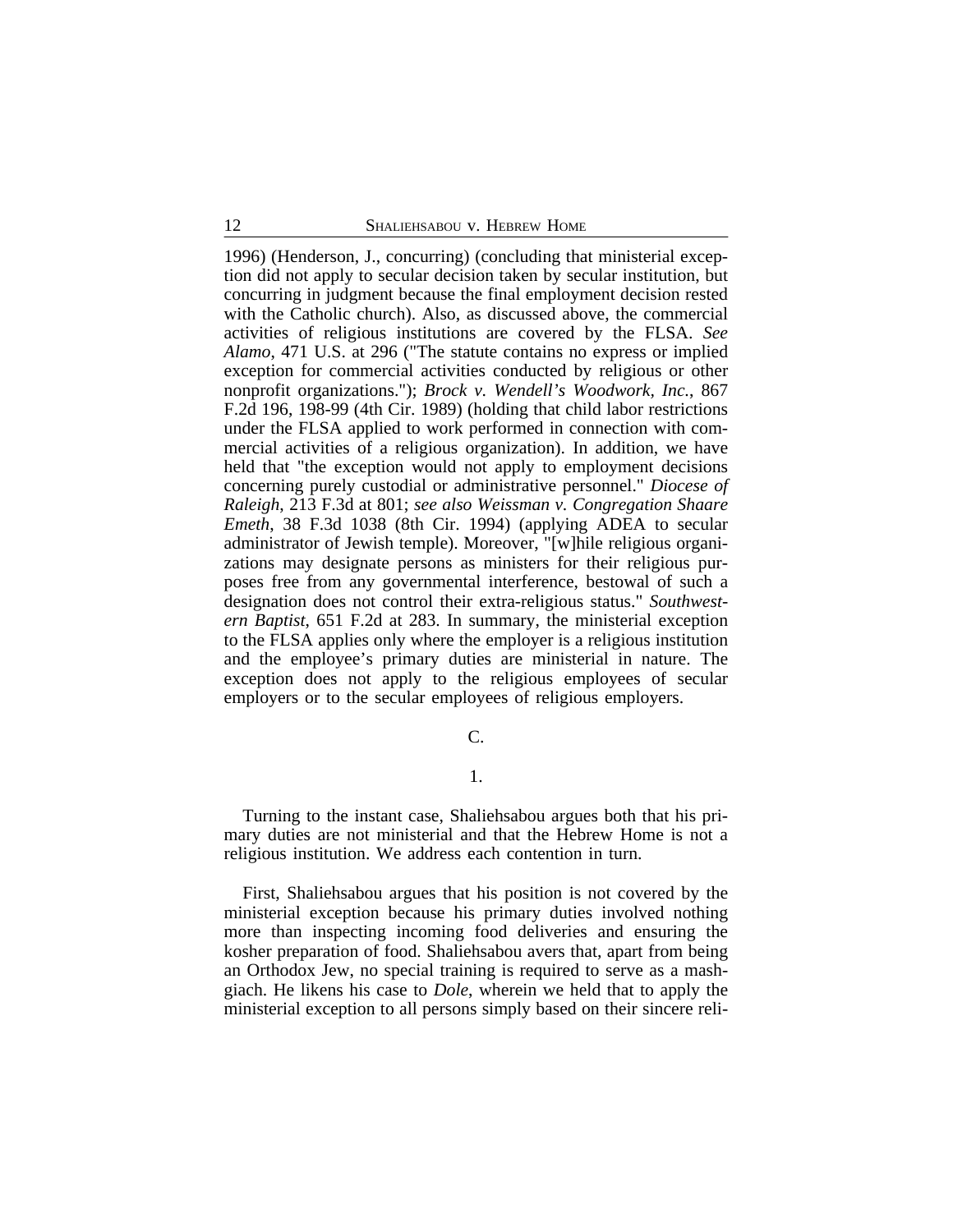1996) (Henderson, J., concurring) (concluding that ministerial exception did not apply to secular decision taken by secular institution, but concurring in judgment because the final employment decision rested with the Catholic church). Also, as discussed above, the commercial activities of religious institutions are covered by the FLSA. *See Alamo*, 471 U.S. at 296 ("The statute contains no express or implied exception for commercial activities conducted by religious or other nonprofit organizations."); *Brock v. Wendell's Woodwork, Inc.*, 867 F.2d 196, 198-99 (4th Cir. 1989) (holding that child labor restrictions under the FLSA applied to work performed in connection with commercial activities of a religious organization). In addition, we have held that "the exception would not apply to employment decisions concerning purely custodial or administrative personnel." *Diocese of Raleigh*, 213 F.3d at 801; *see also Weissman v. Congregation Shaare Emeth*, 38 F.3d 1038 (8th Cir. 1994) (applying ADEA to secular administrator of Jewish temple). Moreover, "[w]hile religious organizations may designate persons as ministers for their religious purposes free from any governmental interference, bestowal of such a designation does not control their extra-religious status." *Southwestern Baptist*, 651 F.2d at 283. In summary, the ministerial exception to the FLSA applies only where the employer is a religious institution and the employee's primary duties are ministerial in nature. The exception does not apply to the religious employees of secular employers or to the secular employees of religious employers.

C.

1.

Turning to the instant case, Shaliehsabou argues both that his primary duties are not ministerial and that the Hebrew Home is not a religious institution. We address each contention in turn.

First, Shaliehsabou argues that his position is not covered by the ministerial exception because his primary duties involved nothing more than inspecting incoming food deliveries and ensuring the kosher preparation of food. Shaliehsabou avers that, apart from being an Orthodox Jew, no special training is required to serve as a mashgiach. He likens his case to *Dole*, wherein we held that to apply the ministerial exception to all persons simply based on their sincere reli-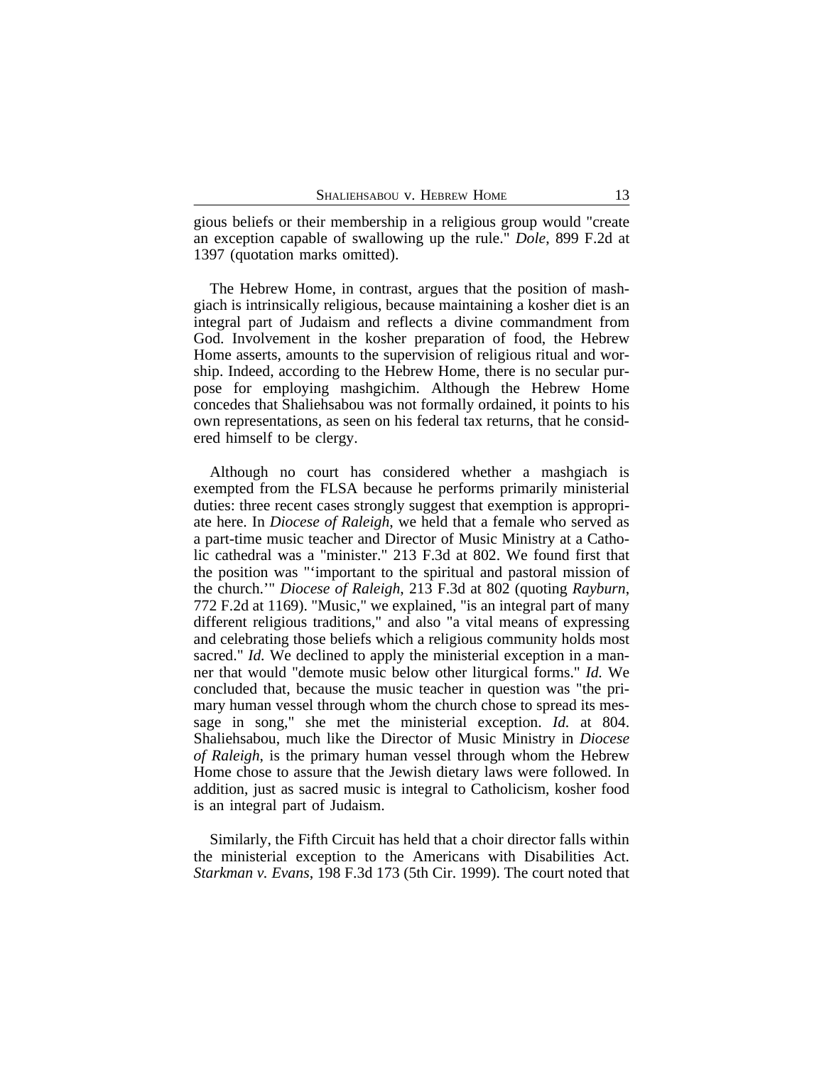gious beliefs or their membership in a religious group would "create an exception capable of swallowing up the rule." *Dole*, 899 F.2d at 1397 (quotation marks omitted).

The Hebrew Home, in contrast, argues that the position of mashgiach is intrinsically religious, because maintaining a kosher diet is an integral part of Judaism and reflects a divine commandment from God. Involvement in the kosher preparation of food, the Hebrew Home asserts, amounts to the supervision of religious ritual and worship. Indeed, according to the Hebrew Home, there is no secular purpose for employing mashgichim. Although the Hebrew Home concedes that Shaliehsabou was not formally ordained, it points to his own representations, as seen on his federal tax returns, that he considered himself to be clergy.

Although no court has considered whether a mashgiach is exempted from the FLSA because he performs primarily ministerial duties: three recent cases strongly suggest that exemption is appropriate here. In *Diocese of Raleigh*, we held that a female who served as a part-time music teacher and Director of Music Ministry at a Catholic cathedral was a "minister." 213 F.3d at 802. We found first that the position was "'important to the spiritual and pastoral mission of the church.'" *Diocese of Raleigh*, 213 F.3d at 802 (quoting *Rayburn*, 772 F.2d at 1169). "Music," we explained, "is an integral part of many different religious traditions," and also "a vital means of expressing and celebrating those beliefs which a religious community holds most sacred." *Id.* We declined to apply the ministerial exception in a manner that would "demote music below other liturgical forms." *Id.* We concluded that, because the music teacher in question was "the primary human vessel through whom the church chose to spread its message in song," she met the ministerial exception. *Id.* at 804. Shaliehsabou, much like the Director of Music Ministry in *Diocese of Raleigh*, is the primary human vessel through whom the Hebrew Home chose to assure that the Jewish dietary laws were followed. In addition, just as sacred music is integral to Catholicism, kosher food is an integral part of Judaism.

Similarly, the Fifth Circuit has held that a choir director falls within the ministerial exception to the Americans with Disabilities Act. *Starkman v. Evans*, 198 F.3d 173 (5th Cir. 1999). The court noted that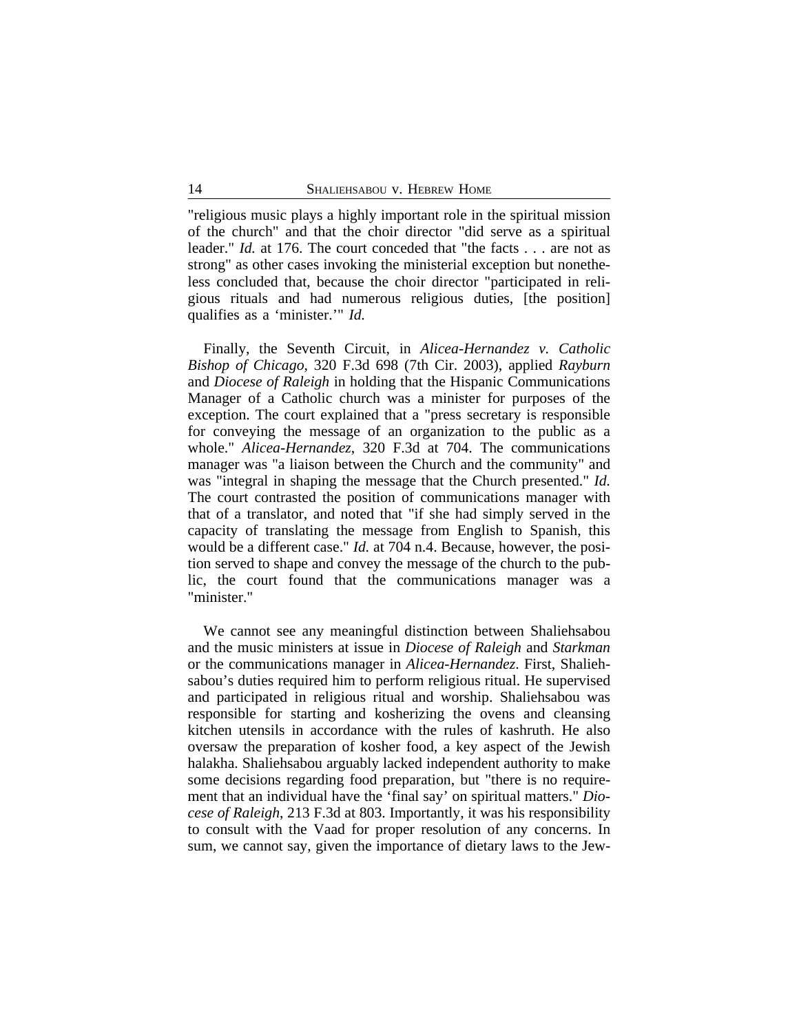"religious music plays a highly important role in the spiritual mission of the church" and that the choir director "did serve as a spiritual leader." *Id.* at 176. The court conceded that "the facts . . . are not as strong" as other cases invoking the ministerial exception but nonetheless concluded that, because the choir director "participated in religious rituals and had numerous religious duties, [the position] qualifies as a 'minister.'" *Id.*

Finally, the Seventh Circuit, in *Alicea-Hernandez v. Catholic Bishop of Chicago*, 320 F.3d 698 (7th Cir. 2003), applied *Rayburn* and *Diocese of Raleigh* in holding that the Hispanic Communications Manager of a Catholic church was a minister for purposes of the exception. The court explained that a "press secretary is responsible for conveying the message of an organization to the public as a whole." *Alicea-Hernandez*, 320 F.3d at 704. The communications manager was "a liaison between the Church and the community" and was "integral in shaping the message that the Church presented." *Id.* The court contrasted the position of communications manager with that of a translator, and noted that "if she had simply served in the capacity of translating the message from English to Spanish, this would be a different case." *Id.* at 704 n.4. Because, however, the position served to shape and convey the message of the church to the public, the court found that the communications manager was a "minister."

We cannot see any meaningful distinction between Shaliehsabou and the music ministers at issue in *Diocese of Raleigh* and *Starkman* or the communications manager in *Alicea-Hernandez*. First, Shaliehsabou's duties required him to perform religious ritual. He supervised and participated in religious ritual and worship. Shaliehsabou was responsible for starting and kosherizing the ovens and cleansing kitchen utensils in accordance with the rules of kashruth. He also oversaw the preparation of kosher food, a key aspect of the Jewish halakha. Shaliehsabou arguably lacked independent authority to make some decisions regarding food preparation, but "there is no requirement that an individual have the 'final say' on spiritual matters." *Diocese of Raleigh*, 213 F.3d at 803. Importantly, it was his responsibility to consult with the Vaad for proper resolution of any concerns. In sum, we cannot say, given the importance of dietary laws to the Jew-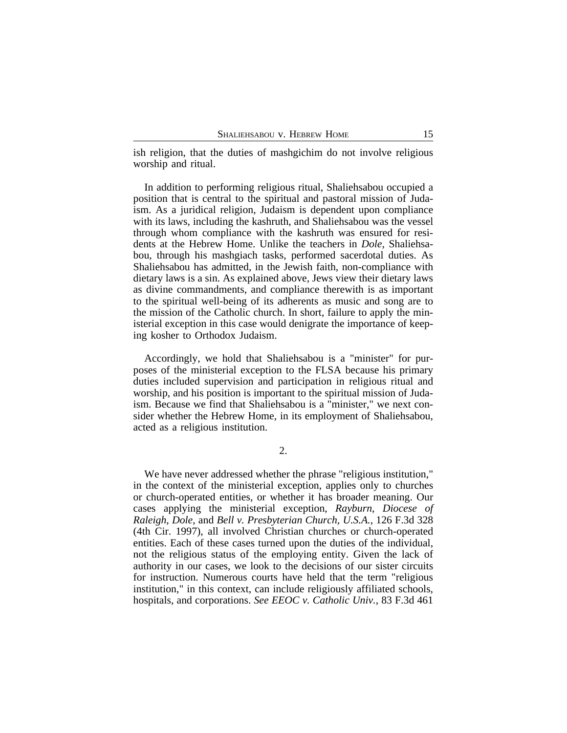ish religion, that the duties of mashgichim do not involve religious worship and ritual.

In addition to performing religious ritual, Shaliehsabou occupied a position that is central to the spiritual and pastoral mission of Judaism. As a juridical religion, Judaism is dependent upon compliance with its laws, including the kashruth, and Shaliehsabou was the vessel through whom compliance with the kashruth was ensured for residents at the Hebrew Home. Unlike the teachers in *Dole*, Shaliehsabou, through his mashgiach tasks, performed sacerdotal duties. As Shaliehsabou has admitted, in the Jewish faith, non-compliance with dietary laws is a sin. As explained above, Jews view their dietary laws as divine commandments, and compliance therewith is as important to the spiritual well-being of its adherents as music and song are to the mission of the Catholic church. In short, failure to apply the ministerial exception in this case would denigrate the importance of keeping kosher to Orthodox Judaism.

Accordingly, we hold that Shaliehsabou is a "minister" for purposes of the ministerial exception to the FLSA because his primary duties included supervision and participation in religious ritual and worship, and his position is important to the spiritual mission of Judaism. Because we find that Shaliehsabou is a "minister," we next consider whether the Hebrew Home, in its employment of Shaliehsabou, acted as a religious institution.

2.

We have never addressed whether the phrase "religious institution," in the context of the ministerial exception, applies only to churches or church-operated entities, or whether it has broader meaning. Our cases applying the ministerial exception, *Rayburn*, *Diocese of Raleigh*, *Dole*, and *Bell v. Presbyterian Church, U.S.A.*, 126 F.3d 328 (4th Cir. 1997), all involved Christian churches or church-operated entities. Each of these cases turned upon the duties of the individual, not the religious status of the employing entity. Given the lack of authority in our cases, we look to the decisions of our sister circuits for instruction. Numerous courts have held that the term "religious institution," in this context, can include religiously affiliated schools, hospitals, and corporations. *See EEOC v. Catholic Univ.*, 83 F.3d 461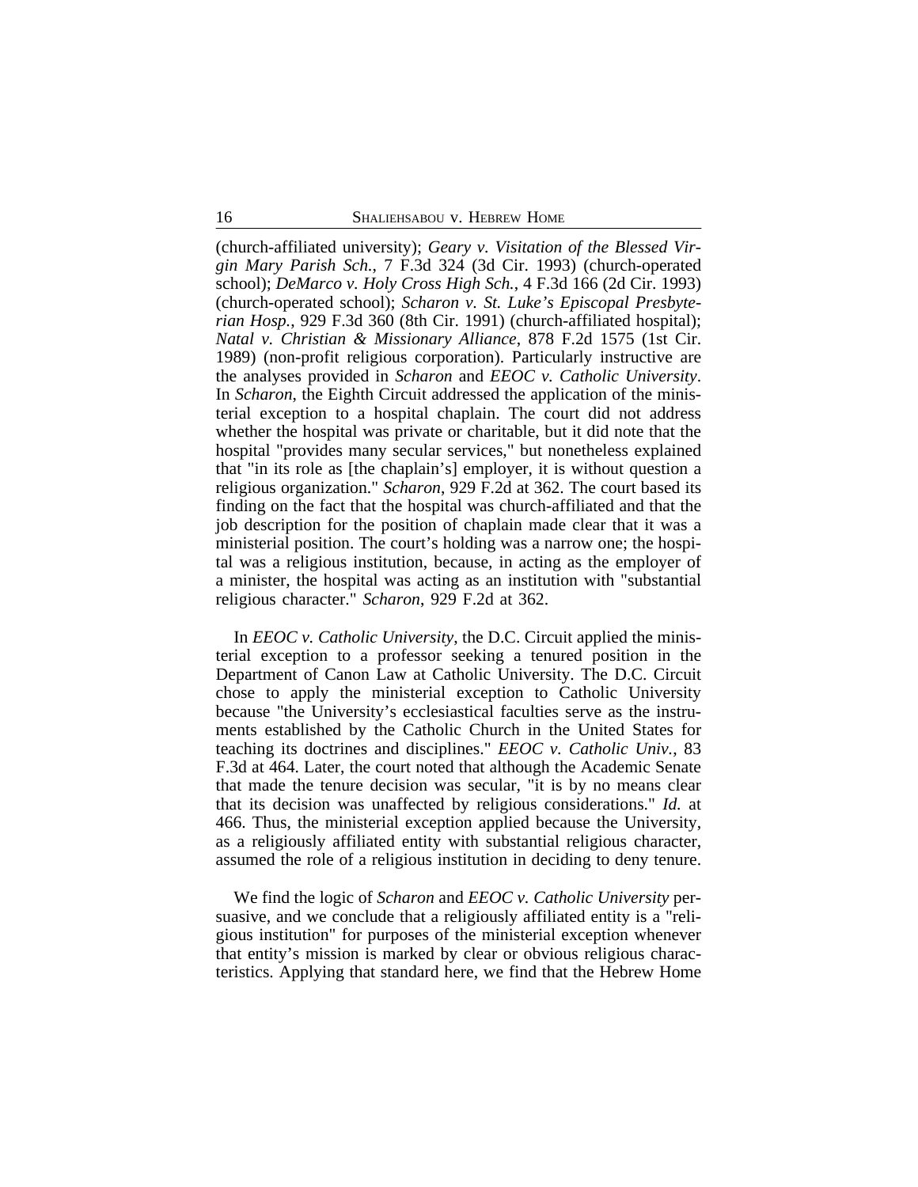(church-affiliated university); *Geary v. Visitation of the Blessed Virgin Mary Parish Sch.*, 7 F.3d 324 (3d Cir. 1993) (church-operated school); *DeMarco v. Holy Cross High Sch.*, 4 F.3d 166 (2d Cir. 1993) (church-operated school); *Scharon v. St. Luke's Episcopal Presbyterian Hosp.*, 929 F.3d 360 (8th Cir. 1991) (church-affiliated hospital); *Natal v. Christian & Missionary Alliance*, 878 F.2d 1575 (1st Cir. 1989) (non-profit religious corporation). Particularly instructive are the analyses provided in *Scharon* and *EEOC v. Catholic University*. In *Scharon*, the Eighth Circuit addressed the application of the ministerial exception to a hospital chaplain. The court did not address whether the hospital was private or charitable, but it did note that the hospital "provides many secular services," but nonetheless explained that "in its role as [the chaplain's] employer, it is without question a religious organization." *Scharon*, 929 F.2d at 362. The court based its finding on the fact that the hospital was church-affiliated and that the job description for the position of chaplain made clear that it was a ministerial position. The court's holding was a narrow one; the hospital was a religious institution, because, in acting as the employer of a minister, the hospital was acting as an institution with "substantial religious character." *Scharon*, 929 F.2d at 362.

In *EEOC v. Catholic University*, the D.C. Circuit applied the ministerial exception to a professor seeking a tenured position in the Department of Canon Law at Catholic University. The D.C. Circuit chose to apply the ministerial exception to Catholic University because "the University's ecclesiastical faculties serve as the instruments established by the Catholic Church in the United States for teaching its doctrines and disciplines." *EEOC v. Catholic Univ.*, 83 F.3d at 464. Later, the court noted that although the Academic Senate that made the tenure decision was secular, "it is by no means clear that its decision was unaffected by religious considerations." *Id.* at 466. Thus, the ministerial exception applied because the University, as a religiously affiliated entity with substantial religious character, assumed the role of a religious institution in deciding to deny tenure.

We find the logic of *Scharon* and *EEOC v. Catholic University* persuasive, and we conclude that a religiously affiliated entity is a "religious institution" for purposes of the ministerial exception whenever that entity's mission is marked by clear or obvious religious characteristics. Applying that standard here, we find that the Hebrew Home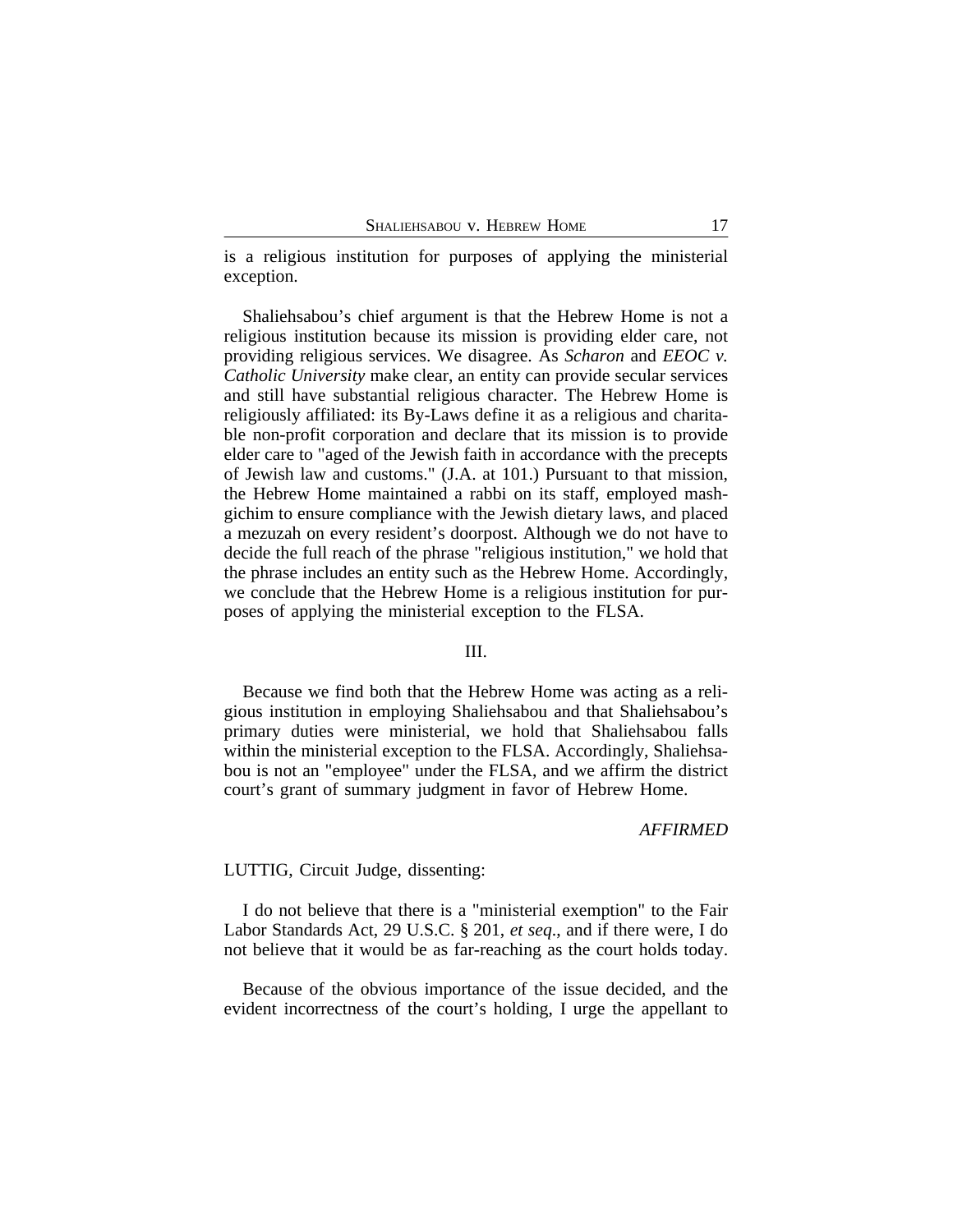is a religious institution for purposes of applying the ministerial exception.

Shaliehsabou's chief argument is that the Hebrew Home is not a religious institution because its mission is providing elder care, not providing religious services. We disagree. As *Scharon* and *EEOC v. Catholic University* make clear, an entity can provide secular services and still have substantial religious character. The Hebrew Home is religiously affiliated: its By-Laws define it as a religious and charitable non-profit corporation and declare that its mission is to provide elder care to "aged of the Jewish faith in accordance with the precepts of Jewish law and customs." (J.A. at 101.) Pursuant to that mission, the Hebrew Home maintained a rabbi on its staff, employed mashgichim to ensure compliance with the Jewish dietary laws, and placed a mezuzah on every resident's doorpost. Although we do not have to decide the full reach of the phrase "religious institution," we hold that the phrase includes an entity such as the Hebrew Home. Accordingly, we conclude that the Hebrew Home is a religious institution for purposes of applying the ministerial exception to the FLSA.

III.

Because we find both that the Hebrew Home was acting as a religious institution in employing Shaliehsabou and that Shaliehsabou's primary duties were ministerial, we hold that Shaliehsabou falls within the ministerial exception to the FLSA. Accordingly, Shaliehsabou is not an "employee" under the FLSA, and we affirm the district court's grant of summary judgment in favor of Hebrew Home.

*AFFIRMED*

LUTTIG, Circuit Judge, dissenting:

I do not believe that there is a "ministerial exemption" to the Fair Labor Standards Act, 29 U.S.C. § 201, *et seq*., and if there were, I do not believe that it would be as far-reaching as the court holds today.

Because of the obvious importance of the issue decided, and the evident incorrectness of the court's holding, I urge the appellant to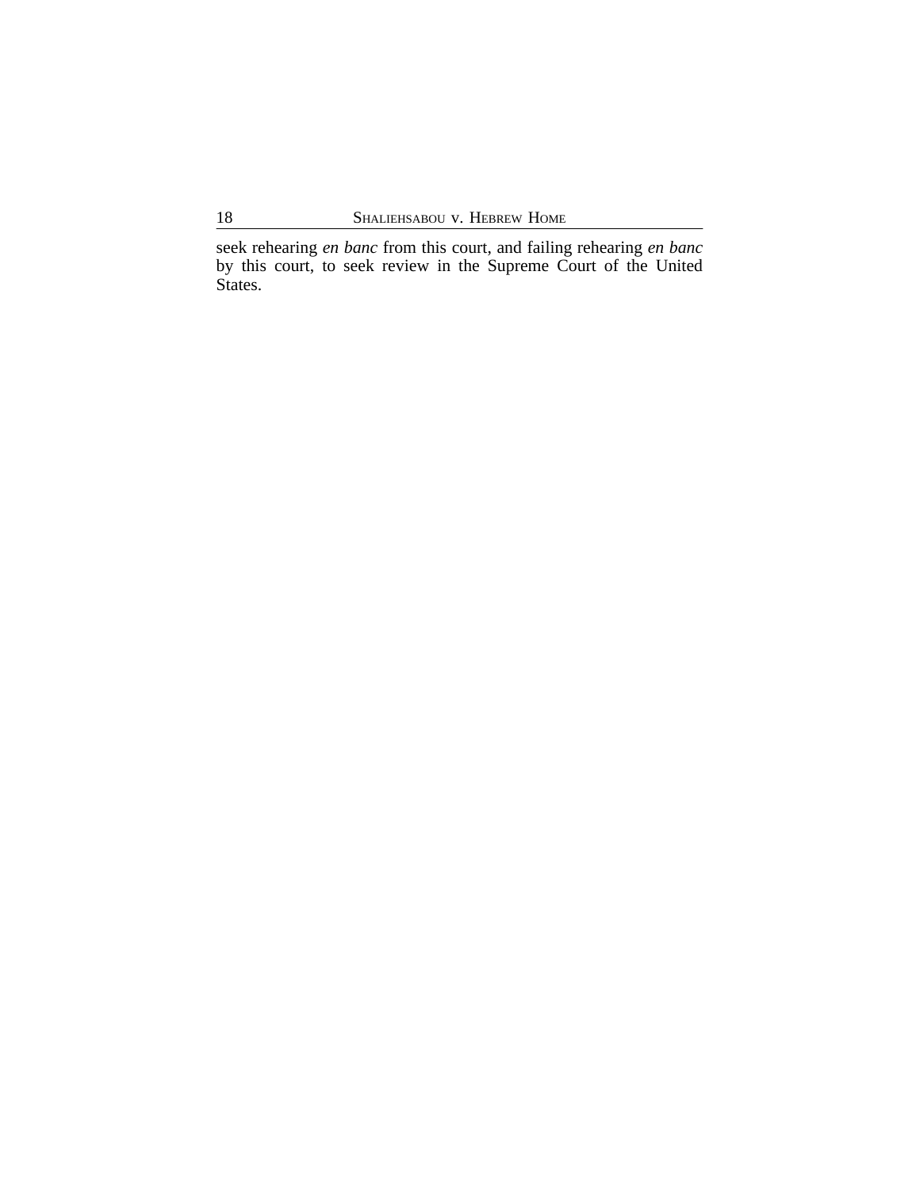seek rehearing *en banc* from this court, and failing rehearing *en banc* by this court, to seek review in the Supreme Court of the United States.